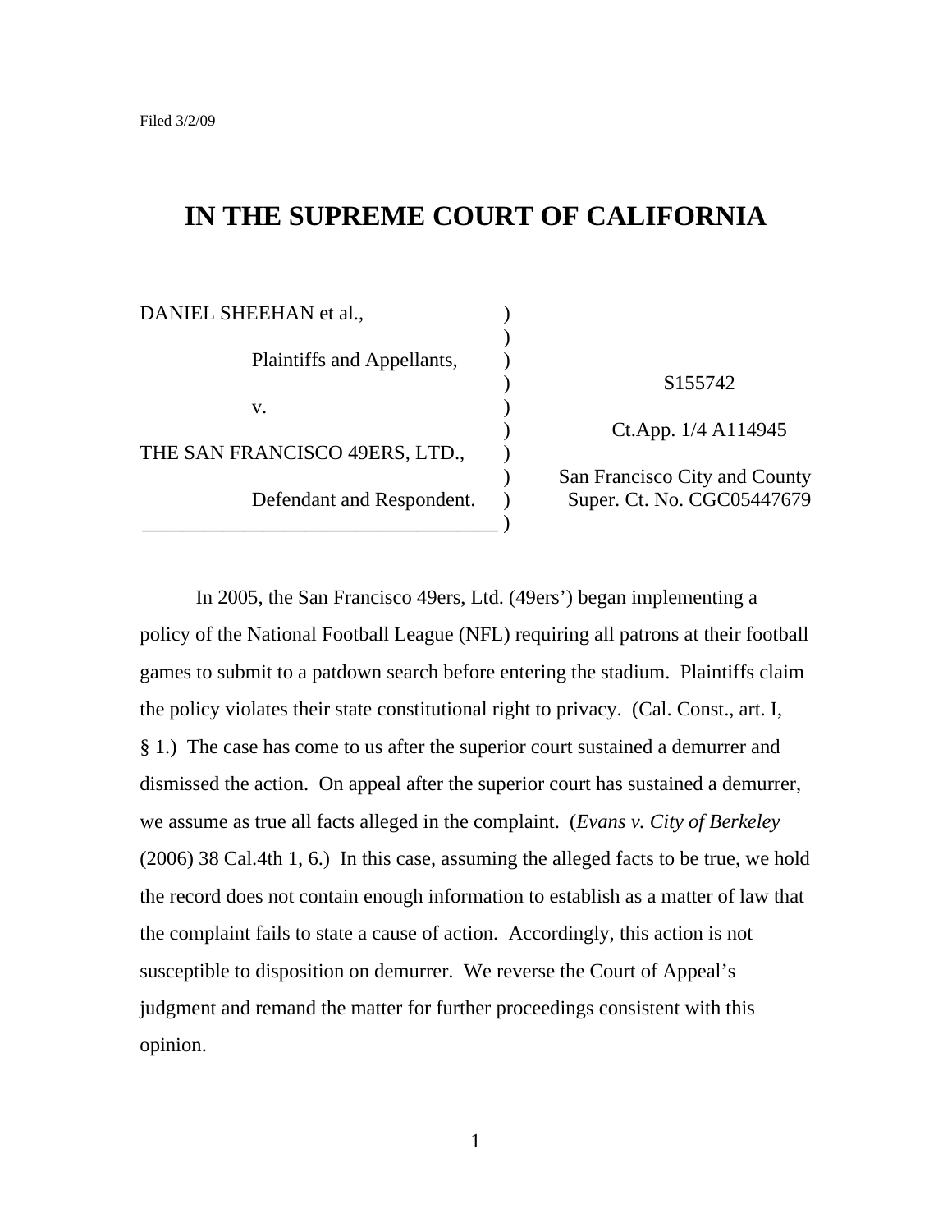Filed 3/2/09

# IN THE SUPREME COURT OF CALIFORNIA

| | |
|---|---|
| DANIEL SHEEHAN et al., | |
| Plaintiffs and Appellants, | S155742 |
| v. | Ct.App. 1/4 A114945 |
| THE SAN FRANCISCO 49ERS, LTD., | San Francisco City and County |
| Defendant and Respondent. | Super. Ct. No. CGC05447679 |

In 2005, the San Francisco 49ers, Ltd. (49ers') began implementing a policy of the National Football League (NFL) requiring all patrons at their football games to submit to a patdown search before entering the stadium. Plaintiffs claim the policy violates their state constitutional right to privacy. (Cal. Const., art. I, § 1.) The case has come to us after the superior court sustained a demurrer and dismissed the action. On appeal after the superior court has sustained a demurrer, we assume as true all facts alleged in the complaint. (*Evans v. City of Berkeley* (2006) 38 Cal.4th 1, 6.) In this case, assuming the alleged facts to be true, we hold the record does not contain enough information to establish as a matter of law that the complaint fails to state a cause of action. Accordingly, this action is not susceptible to disposition on demurrer. We reverse the Court of Appeal's judgment and remand the matter for further proceedings consistent with this opinion.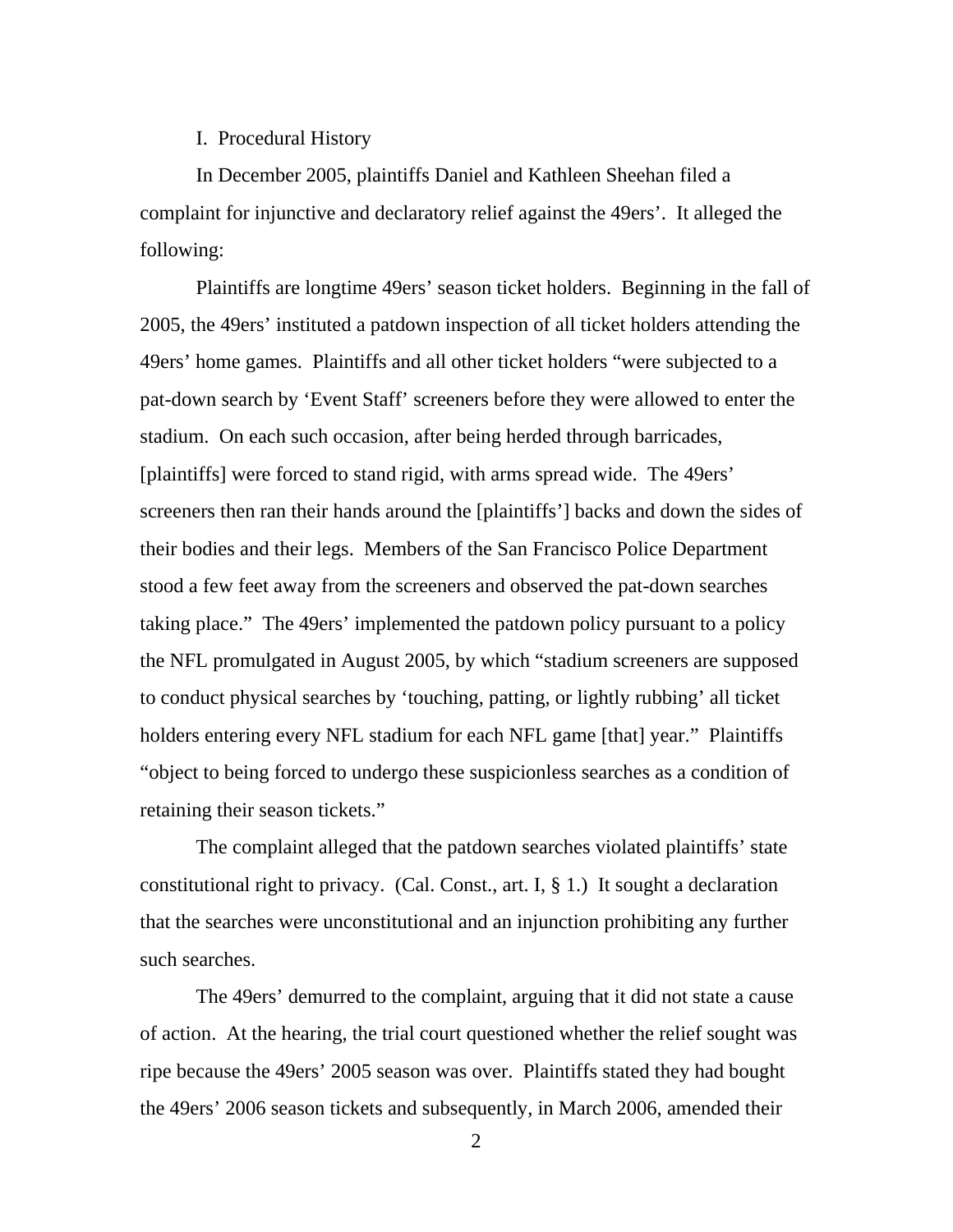## I. Procedural History

In December 2005, plaintiffs Daniel and Kathleen Sheehan filed a complaint for injunctive and declaratory relief against the 49ers'. It alleged the following:

Plaintiffs are longtime 49ers' season ticket holders. Beginning in the fall of 2005, the 49ers' instituted a patdown inspection of all ticket holders attending the 49ers' home games. Plaintiffs and all other ticket holders "were subjected to a pat-down search by 'Event Staff' screeners before they were allowed to enter the stadium. On each such occasion, after being herded through barricades, [plaintiffs] were forced to stand rigid, with arms spread wide. The 49ers' screeners then ran their hands around the [plaintiffs'] backs and down the sides of their bodies and their legs. Members of the San Francisco Police Department stood a few feet away from the screeners and observed the pat-down searches taking place." The 49ers' implemented the patdown policy pursuant to a policy the NFL promulgated in August 2005, by which "stadium screeners are supposed to conduct physical searches by 'touching, patting, or lightly rubbing' all ticket holders entering every NFL stadium for each NFL game [that] year." Plaintiffs "object to being forced to undergo these suspicionless searches as a condition of retaining their season tickets."

The complaint alleged that the patdown searches violated plaintiffs' state constitutional right to privacy. (Cal. Const., art. I, § 1.) It sought a declaration that the searches were unconstitutional and an injunction prohibiting any further such searches.

The 49ers' demurred to the complaint, arguing that it did not state a cause of action. At the hearing, the trial court questioned whether the relief sought was ripe because the 49ers' 2005 season was over. Plaintiffs stated they had bought the 49ers' 2006 season tickets and subsequently, in March 2006, amended their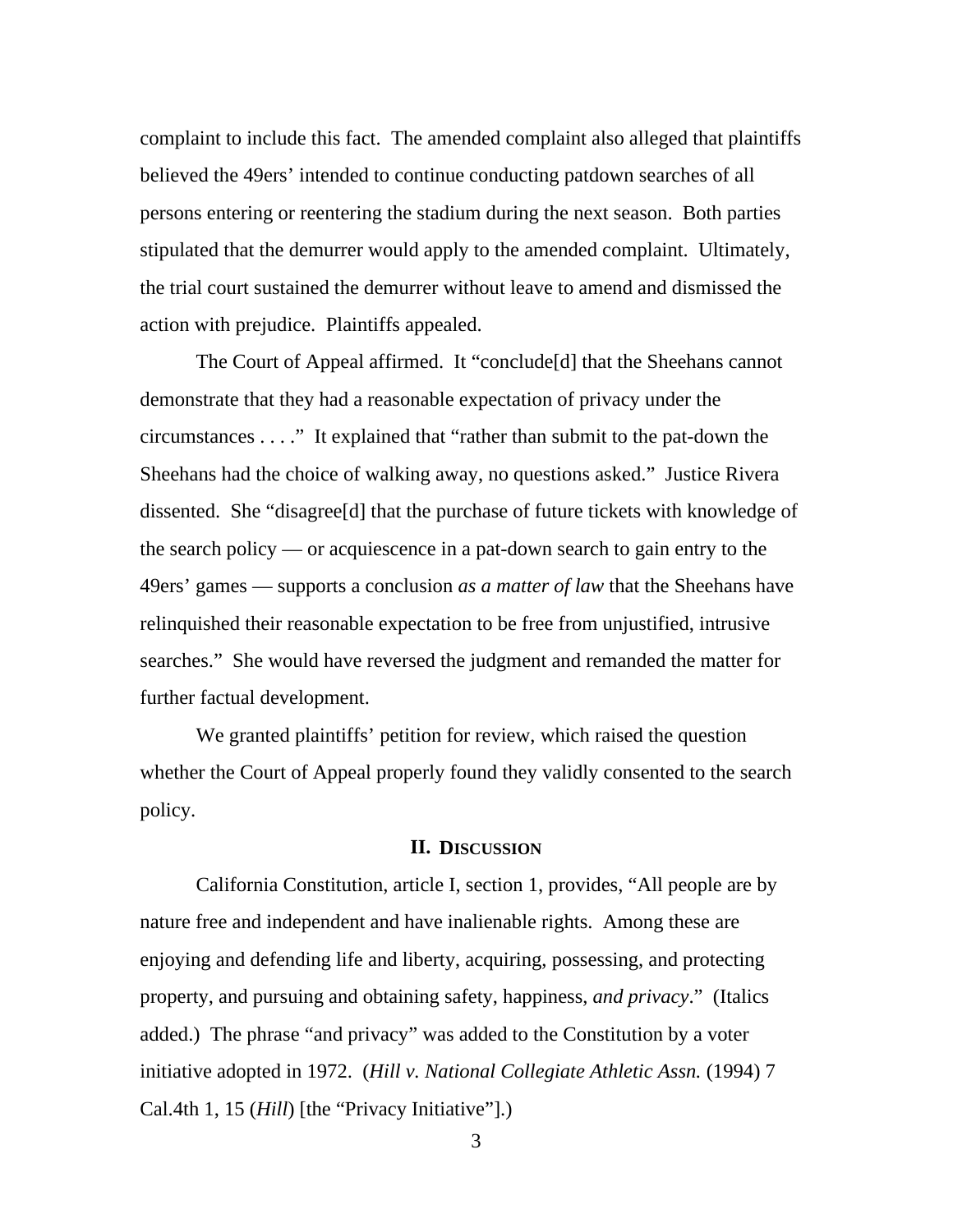complaint to include this fact. The amended complaint also alleged that plaintiffs believed the 49ers' intended to continue conducting patdown searches of all persons entering or reentering the stadium during the next season. Both parties stipulated that the demurrer would apply to the amended complaint. Ultimately, the trial court sustained the demurrer without leave to amend and dismissed the action with prejudice. Plaintiffs appealed.

The Court of Appeal affirmed. It "conclude[d] that the Sheehans cannot demonstrate that they had a reasonable expectation of privacy under the circumstances . . . ." It explained that "rather than submit to the pat-down the Sheehans had the choice of walking away, no questions asked." Justice Rivera dissented. She "disagree[d] that the purchase of future tickets with knowledge of the search policy — or acquiescence in a pat-down search to gain entry to the 49ers' games — supports a conclusion *as a matter of law* that the Sheehans have relinquished their reasonable expectation to be free from unjustified, intrusive searches." She would have reversed the judgment and remanded the matter for further factual development.

We granted plaintiffs' petition for review, which raised the question whether the Court of Appeal properly found they validly consented to the search policy.

## II. Discussion

California Constitution, article I, section 1, provides, "All people are by nature free and independent and have inalienable rights. Among these are enjoying and defending life and liberty, acquiring, possessing, and protecting property, and pursuing and obtaining safety, happiness, *and privacy*." (Italics added.) The phrase "and privacy" was added to the Constitution by a voter initiative adopted in 1972. (*Hill v. National Collegiate Athletic Assn.* (1994) 7 Cal.4th 1, 15 (*Hill*) [the "Privacy Initiative"].)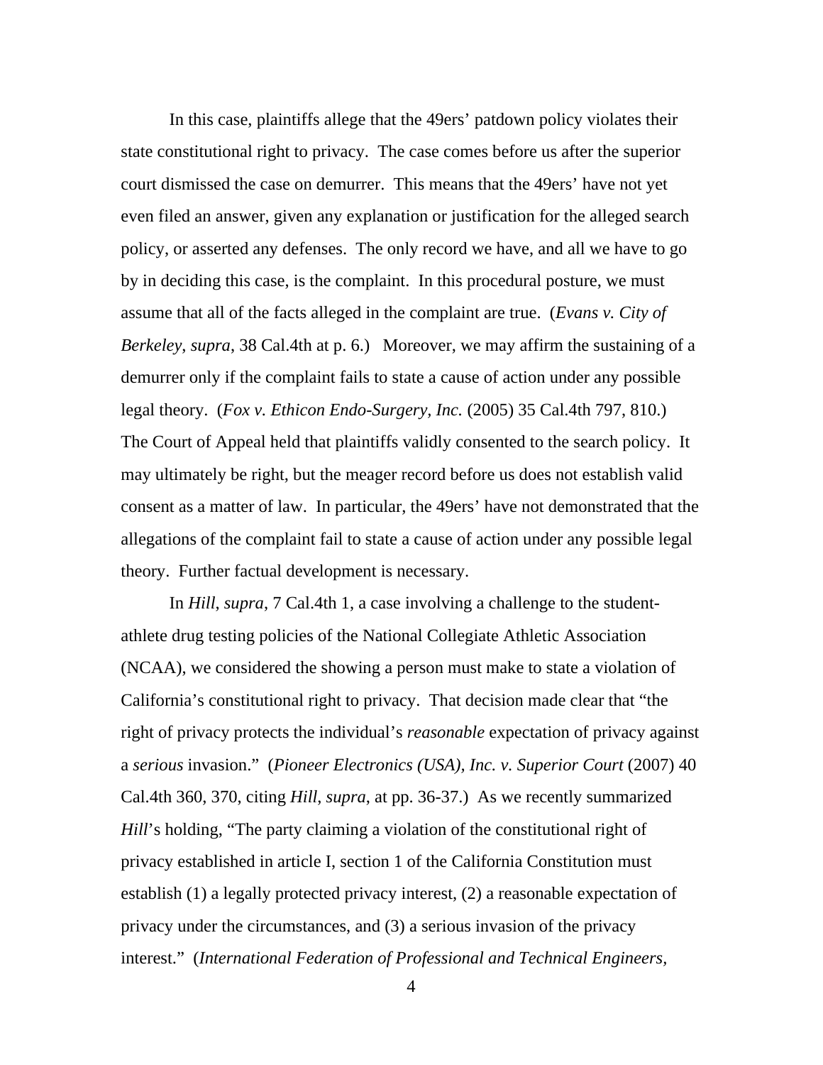In this case, plaintiffs allege that the 49ers' patdown policy violates their state constitutional right to privacy. The case comes before us after the superior court dismissed the case on demurrer. This means that the 49ers' have not yet even filed an answer, given any explanation or justification for the alleged search policy, or asserted any defenses. The only record we have, and all we have to go by in deciding this case, is the complaint. In this procedural posture, we must assume that all of the facts alleged in the complaint are true. (*Evans v. City of Berkeley*, *supra*, 38 Cal.4th at p. 6.) Moreover, we may affirm the sustaining of a demurrer only if the complaint fails to state a cause of action under any possible legal theory. (*Fox v. Ethicon Endo-Surgery, Inc.* (2005) 35 Cal.4th 797, 810.) The Court of Appeal held that plaintiffs validly consented to the search policy. It may ultimately be right, but the meager record before us does not establish valid consent as a matter of law. In particular, the 49ers' have not demonstrated that the allegations of the complaint fail to state a cause of action under any possible legal theory. Further factual development is necessary.

In *Hill*, *supra*, 7 Cal.4th 1, a case involving a challenge to the student-athlete drug testing policies of the National Collegiate Athletic Association (NCAA), we considered the showing a person must make to state a violation of California's constitutional right to privacy. That decision made clear that "the right of privacy protects the individual's *reasonable* expectation of privacy against a *serious* invasion." (*Pioneer Electronics (USA), Inc. v. Superior Court* (2007) 40 Cal.4th 360, 370, citing *Hill*, *supra*, at pp. 36-37.) As we recently summarized *Hill*'s holding, "The party claiming a violation of the constitutional right of privacy established in article I, section 1 of the California Constitution must establish (1) a legally protected privacy interest, (2) a reasonable expectation of privacy under the circumstances, and (3) a serious invasion of the privacy interest." (*International Federation of Professional and Technical Engineers,*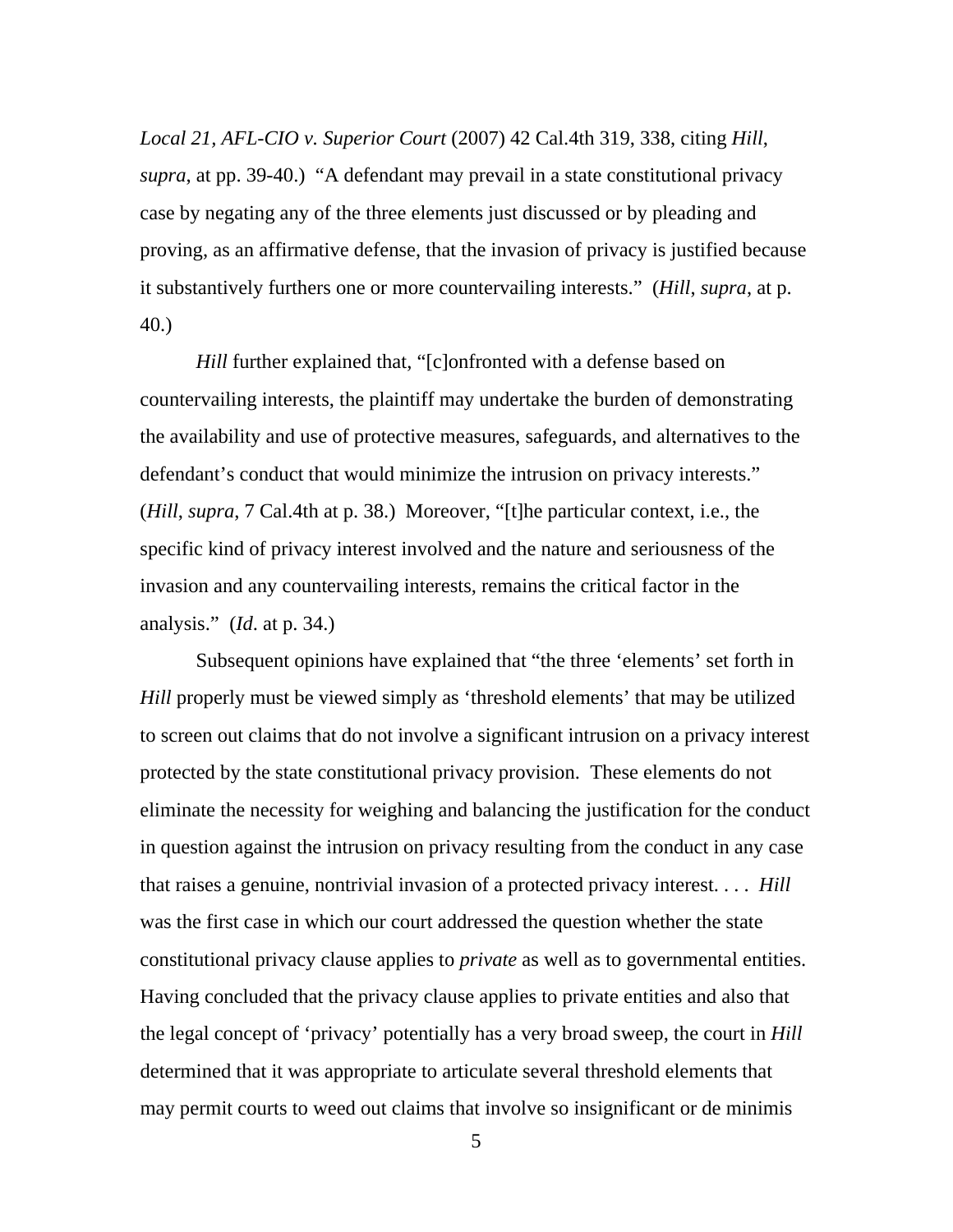*Local 21, AFL-CIO v. Superior Court* (2007) 42 Cal.4th 319, 338, citing *Hill*, *supra*, at pp. 39-40.) "A defendant may prevail in a state constitutional privacy case by negating any of the three elements just discussed or by pleading and proving, as an affirmative defense, that the invasion of privacy is justified because it substantively furthers one or more countervailing interests." (*Hill*, *supra*, at p. 40.)

*Hill* further explained that, "[c]onfronted with a defense based on countervailing interests, the plaintiff may undertake the burden of demonstrating the availability and use of protective measures, safeguards, and alternatives to the defendant's conduct that would minimize the intrusion on privacy interests." (*Hill, supra,* 7 Cal.4th at p. 38.) Moreover, "[t]he particular context, i.e., the specific kind of privacy interest involved and the nature and seriousness of the invasion and any countervailing interests, remains the critical factor in the analysis." (*Id*. at p. 34.)

Subsequent opinions have explained that "the three 'elements' set forth in *Hill* properly must be viewed simply as 'threshold elements' that may be utilized to screen out claims that do not involve a significant intrusion on a privacy interest protected by the state constitutional privacy provision. These elements do not eliminate the necessity for weighing and balancing the justification for the conduct in question against the intrusion on privacy resulting from the conduct in any case that raises a genuine, nontrivial invasion of a protected privacy interest. . . . *Hill* was the first case in which our court addressed the question whether the state constitutional privacy clause applies to *private* as well as to governmental entities. Having concluded that the privacy clause applies to private entities and also that the legal concept of 'privacy' potentially has a very broad sweep, the court in *Hill* determined that it was appropriate to articulate several threshold elements that may permit courts to weed out claims that involve so insignificant or de minimis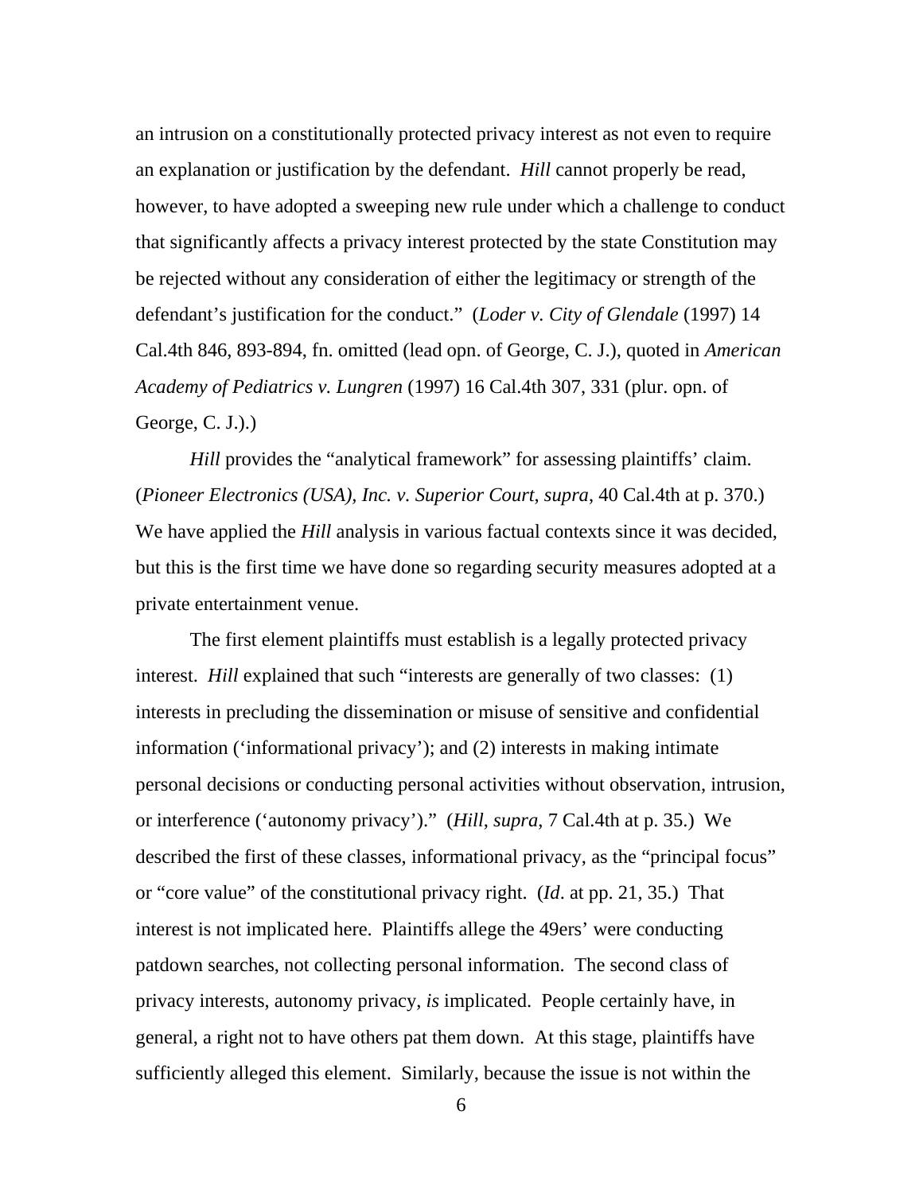an intrusion on a constitutionally protected privacy interest as not even to require an explanation or justification by the defendant. *Hill* cannot properly be read, however, to have adopted a sweeping new rule under which a challenge to conduct that significantly affects a privacy interest protected by the state Constitution may be rejected without any consideration of either the legitimacy or strength of the defendant's justification for the conduct." (*Loder v. City of Glendale* (1997) 14 Cal.4th 846, 893-894, fn. omitted (lead opn. of George, C. J.), quoted in *American Academy of Pediatrics v. Lungren* (1997) 16 Cal.4th 307, 331 (plur. opn. of George, C. J.).)

*Hill* provides the "analytical framework" for assessing plaintiffs' claim. (*Pioneer Electronics (USA), Inc. v. Superior Court*, *supra*, 40 Cal.4th at p. 370.) We have applied the *Hill* analysis in various factual contexts since it was decided, but this is the first time we have done so regarding security measures adopted at a private entertainment venue.

The first element plaintiffs must establish is a legally protected privacy interest. *Hill* explained that such "interests are generally of two classes: (1) interests in precluding the dissemination or misuse of sensitive and confidential information ('informational privacy'); and (2) interests in making intimate personal decisions or conducting personal activities without observation, intrusion, or interference ('autonomy privacy')." (*Hill*, *supra*, 7 Cal.4th at p. 35.) We described the first of these classes, informational privacy, as the "principal focus" or "core value" of the constitutional privacy right. (*Id*. at pp. 21, 35.) That interest is not implicated here. Plaintiffs allege the 49ers' were conducting patdown searches, not collecting personal information. The second class of privacy interests, autonomy privacy, *is* implicated. People certainly have, in general, a right not to have others pat them down. At this stage, plaintiffs have sufficiently alleged this element. Similarly, because the issue is not within the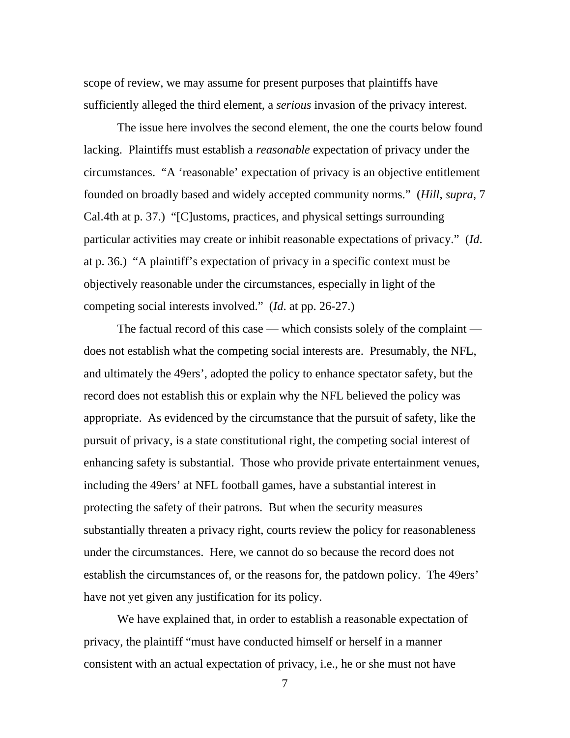scope of review, we may assume for present purposes that plaintiffs have sufficiently alleged the third element, a *serious* invasion of the privacy interest.

The issue here involves the second element, the one the courts below found lacking. Plaintiffs must establish a *reasonable* expectation of privacy under the circumstances. "A 'reasonable' expectation of privacy is an objective entitlement founded on broadly based and widely accepted community norms." (*Hill*, *supra*, 7 Cal.4th at p. 37.) "[C]ustoms, practices, and physical settings surrounding particular activities may create or inhibit reasonable expectations of privacy." (*Id*. at p. 36.) "A plaintiff's expectation of privacy in a specific context must be objectively reasonable under the circumstances, especially in light of the competing social interests involved." (*Id*. at pp. 26-27.)

The factual record of this case — which consists solely of the complaint — does not establish what the competing social interests are. Presumably, the NFL, and ultimately the 49ers', adopted the policy to enhance spectator safety, but the record does not establish this or explain why the NFL believed the policy was appropriate. As evidenced by the circumstance that the pursuit of safety, like the pursuit of privacy, is a state constitutional right, the competing social interest of enhancing safety is substantial. Those who provide private entertainment venues, including the 49ers' at NFL football games, have a substantial interest in protecting the safety of their patrons. But when the security measures substantially threaten a privacy right, courts review the policy for reasonableness under the circumstances. Here, we cannot do so because the record does not establish the circumstances of, or the reasons for, the patdown policy. The 49ers' have not yet given any justification for its policy.

We have explained that, in order to establish a reasonable expectation of privacy, the plaintiff "must have conducted himself or herself in a manner consistent with an actual expectation of privacy, i.e., he or she must not have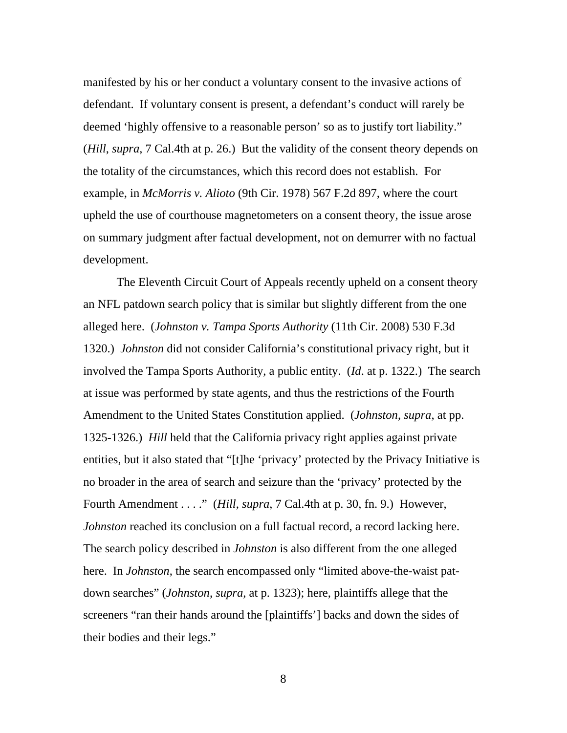manifested by his or her conduct a voluntary consent to the invasive actions of defendant. If voluntary consent is present, a defendant's conduct will rarely be deemed 'highly offensive to a reasonable person' so as to justify tort liability." (*Hill*, *supra*, 7 Cal.4th at p. 26.) But the validity of the consent theory depends on the totality of the circumstances, which this record does not establish. For example, in *McMorris v. Alioto* (9th Cir. 1978) 567 F.2d 897, where the court upheld the use of courthouse magnetometers on a consent theory, the issue arose on summary judgment after factual development, not on demurrer with no factual development.

The Eleventh Circuit Court of Appeals recently upheld on a consent theory an NFL patdown search policy that is similar but slightly different from the one alleged here. (*Johnston v. Tampa Sports Authority* (11th Cir. 2008) 530 F.3d 1320.) *Johnston* did not consider California's constitutional privacy right, but it involved the Tampa Sports Authority, a public entity. (*Id*. at p. 1322.) The search at issue was performed by state agents, and thus the restrictions of the Fourth Amendment to the United States Constitution applied. (*Johnston*, *supra*, at pp. 1325-1326.) *Hill* held that the California privacy right applies against private entities, but it also stated that "[t]he 'privacy' protected by the Privacy Initiative is no broader in the area of search and seizure than the 'privacy' protected by the Fourth Amendment . . . ." (*Hill*, *supra*, 7 Cal.4th at p. 30, fn. 9.) However, *Johnston* reached its conclusion on a full factual record, a record lacking here. The search policy described in *Johnston* is also different from the one alleged here. In *Johnston*, the search encompassed only "limited above-the-waist pat-down searches" (*Johnston*, *supra*, at p. 1323); here, plaintiffs allege that the screeners "ran their hands around the [plaintiffs'] backs and down the sides of their bodies and their legs."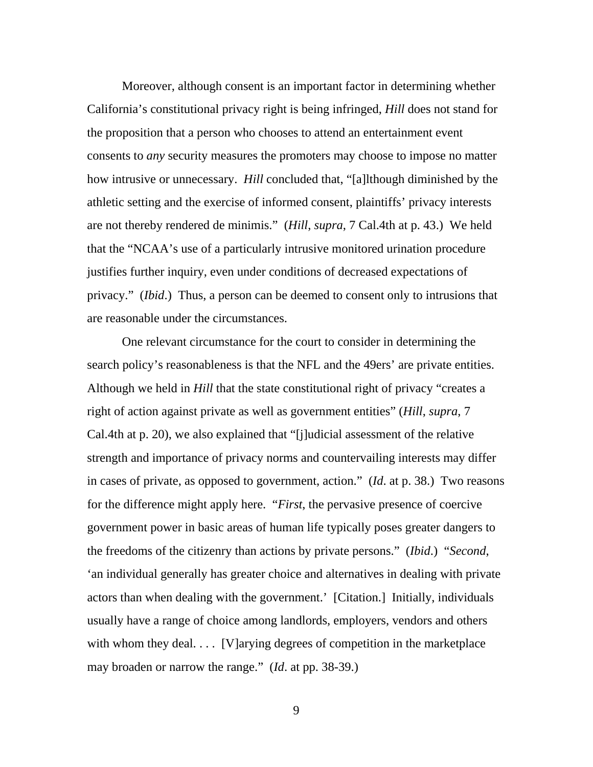Moreover, although consent is an important factor in determining whether California's constitutional privacy right is being infringed, *Hill* does not stand for the proposition that a person who chooses to attend an entertainment event consents to *any* security measures the promoters may choose to impose no matter how intrusive or unnecessary. *Hill* concluded that, "[a]lthough diminished by the athletic setting and the exercise of informed consent, plaintiffs' privacy interests are not thereby rendered de minimis." (*Hill*, *supra*, 7 Cal.4th at p. 43.) We held that the "NCAA's use of a particularly intrusive monitored urination procedure justifies further inquiry, even under conditions of decreased expectations of privacy." (*Ibid*.) Thus, a person can be deemed to consent only to intrusions that are reasonable under the circumstances.

One relevant circumstance for the court to consider in determining the search policy's reasonableness is that the NFL and the 49ers' are private entities. Although we held in *Hill* that the state constitutional right of privacy "creates a right of action against private as well as government entities" (*Hill*, *supra*, 7 Cal.4th at p. 20), we also explained that "[j]udicial assessment of the relative strength and importance of privacy norms and countervailing interests may differ in cases of private, as opposed to government, action." (*Id*. at p. 38.) Two reasons for the difference might apply here. "*First*, the pervasive presence of coercive government power in basic areas of human life typically poses greater dangers to the freedoms of the citizenry than actions by private persons." (*Ibid*.) "*Second*, 'an individual generally has greater choice and alternatives in dealing with private actors than when dealing with the government.' [Citation.] Initially, individuals usually have a range of choice among landlords, employers, vendors and others with whom they deal. . . . [V]arying degrees of competition in the marketplace may broaden or narrow the range." (*Id*. at pp. 38-39.)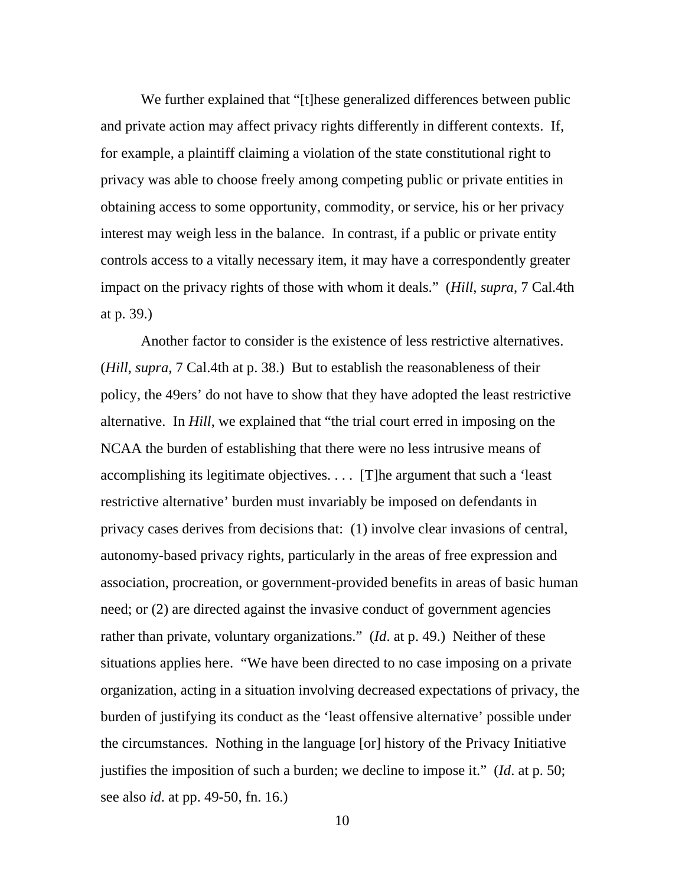We further explained that "[t]hese generalized differences between public and private action may affect privacy rights differently in different contexts. If, for example, a plaintiff claiming a violation of the state constitutional right to privacy was able to choose freely among competing public or private entities in obtaining access to some opportunity, commodity, or service, his or her privacy interest may weigh less in the balance. In contrast, if a public or private entity controls access to a vitally necessary item, it may have a correspondently greater impact on the privacy rights of those with whom it deals." (*Hill*, *supra*, 7 Cal.4th at p. 39.)

Another factor to consider is the existence of less restrictive alternatives. (*Hill, supra,* 7 Cal.4th at p. 38.) But to establish the reasonableness of their policy, the 49ers' do not have to show that they have adopted the least restrictive alternative. In *Hill*, we explained that "the trial court erred in imposing on the NCAA the burden of establishing that there were no less intrusive means of accomplishing its legitimate objectives. . . . [T]he argument that such a 'least restrictive alternative' burden must invariably be imposed on defendants in privacy cases derives from decisions that: (1) involve clear invasions of central, autonomy-based privacy rights, particularly in the areas of free expression and association, procreation, or government-provided benefits in areas of basic human need; or (2) are directed against the invasive conduct of government agencies rather than private, voluntary organizations." (*Id*. at p. 49.) Neither of these situations applies here. "We have been directed to no case imposing on a private organization, acting in a situation involving decreased expectations of privacy, the burden of justifying its conduct as the 'least offensive alternative' possible under the circumstances. Nothing in the language [or] history of the Privacy Initiative justifies the imposition of such a burden; we decline to impose it." (*Id*. at p. 50; see also *id*. at pp. 49-50, fn. 16.)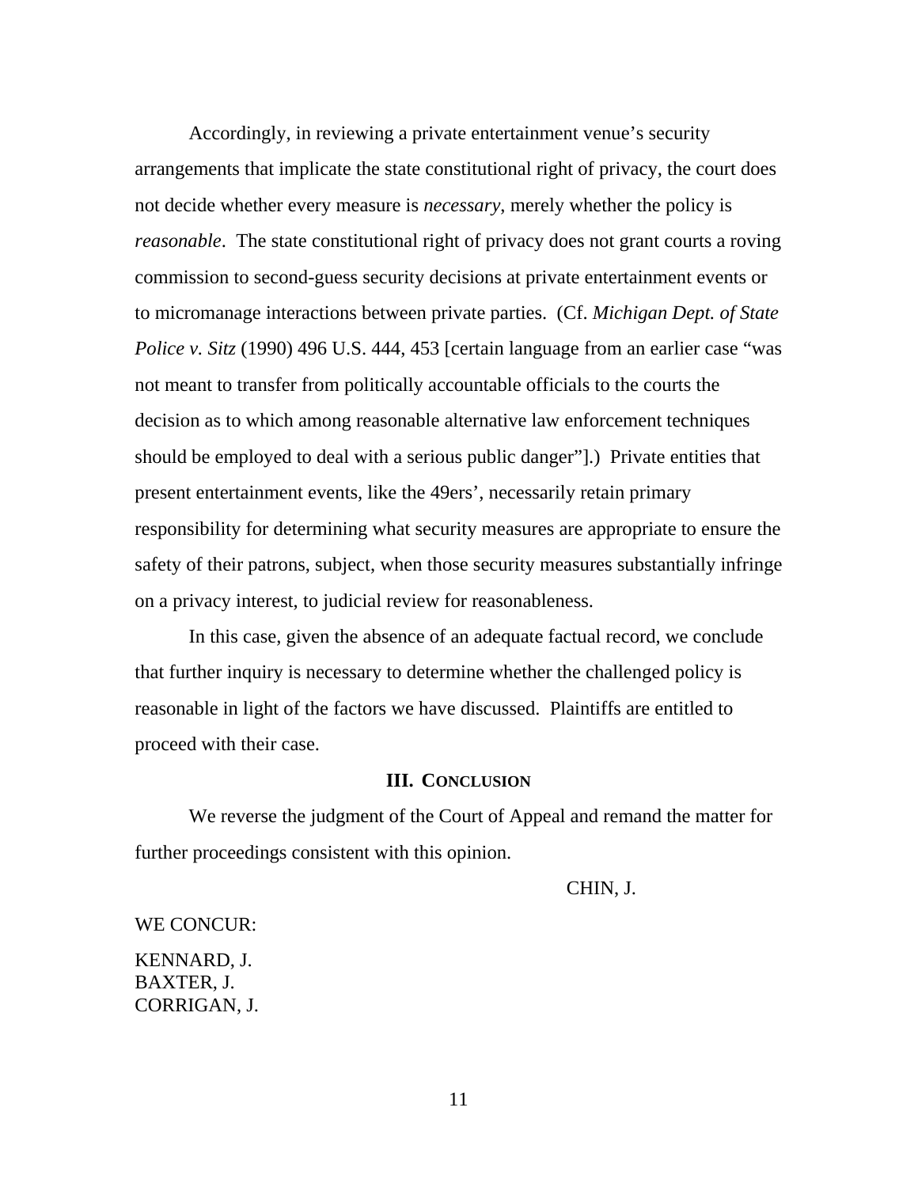Accordingly, in reviewing a private entertainment venue's security arrangements that implicate the state constitutional right of privacy, the court does not decide whether every measure is *necessary*, merely whether the policy is *reasonable*. The state constitutional right of privacy does not grant courts a roving commission to second-guess security decisions at private entertainment events or to micromanage interactions between private parties. (Cf. *Michigan Dept. of State Police v. Sitz* (1990) 496 U.S. 444, 453 [certain language from an earlier case "was not meant to transfer from politically accountable officials to the courts the decision as to which among reasonable alternative law enforcement techniques should be employed to deal with a serious public danger"].) Private entities that present entertainment events, like the 49ers', necessarily retain primary responsibility for determining what security measures are appropriate to ensure the safety of their patrons, subject, when those security measures substantially infringe on a privacy interest, to judicial review for reasonableness.

In this case, given the absence of an adequate factual record, we conclude that further inquiry is necessary to determine whether the challenged policy is reasonable in light of the factors we have discussed. Plaintiffs are entitled to proceed with their case.

## III. Conclusion

We reverse the judgment of the Court of Appeal and remand the matter for further proceedings consistent with this opinion.

CHIN, J.

WE CONCUR:

KENNARD, J.
BAXTER, J.
CORRIGAN, J.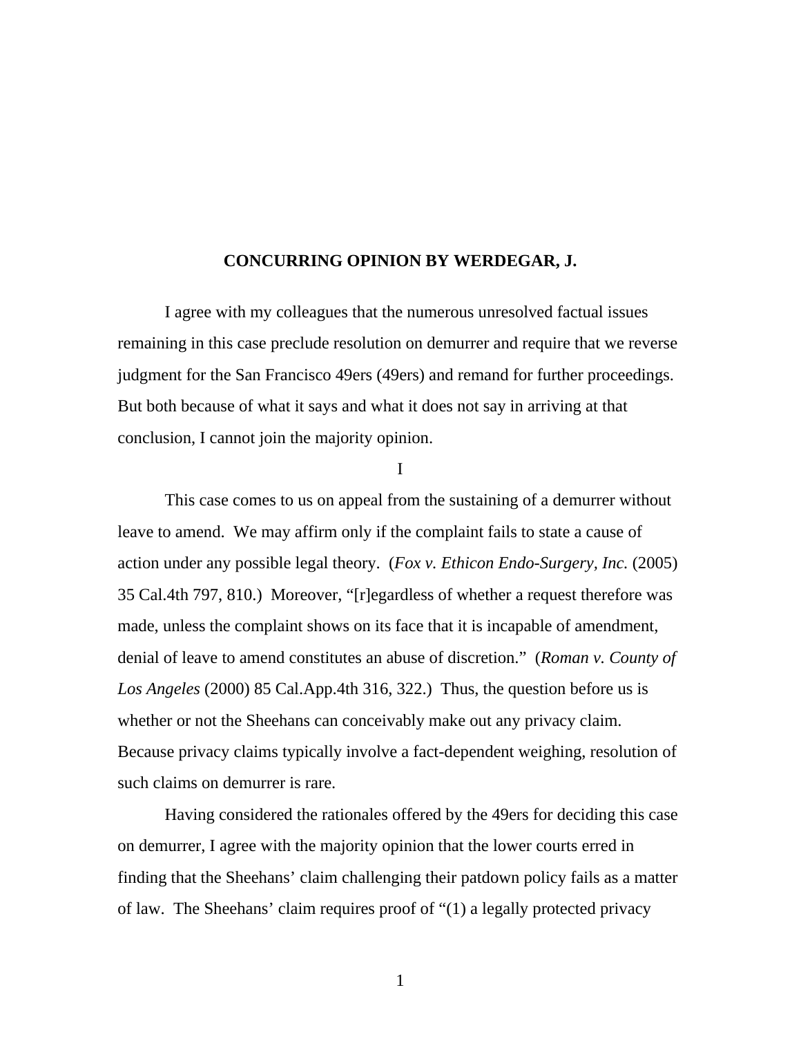**CONCURRING OPINION BY WERDEGAR, J.**

I agree with my colleagues that the numerous unresolved factual issues remaining in this case preclude resolution on demurrer and require that we reverse judgment for the San Francisco 49ers (49ers) and remand for further proceedings. But both because of what it says and what it does not say in arriving at that conclusion, I cannot join the majority opinion.

I

This case comes to us on appeal from the sustaining of a demurrer without leave to amend. We may affirm only if the complaint fails to state a cause of action under any possible legal theory. (*Fox v. Ethicon Endo-Surgery, Inc.* (2005) 35 Cal.4th 797, 810.) Moreover, "[r]egardless of whether a request therefore was made, unless the complaint shows on its face that it is incapable of amendment, denial of leave to amend constitutes an abuse of discretion." (*Roman v. County of Los Angeles* (2000) 85 Cal.App.4th 316, 322.) Thus, the question before us is whether or not the Sheehans can conceivably make out any privacy claim. Because privacy claims typically involve a fact-dependent weighing, resolution of such claims on demurrer is rare.

Having considered the rationales offered by the 49ers for deciding this case on demurrer, I agree with the majority opinion that the lower courts erred in finding that the Sheehans' claim challenging their patdown policy fails as a matter of law. The Sheehans' claim requires proof of "(1) a legally protected privacy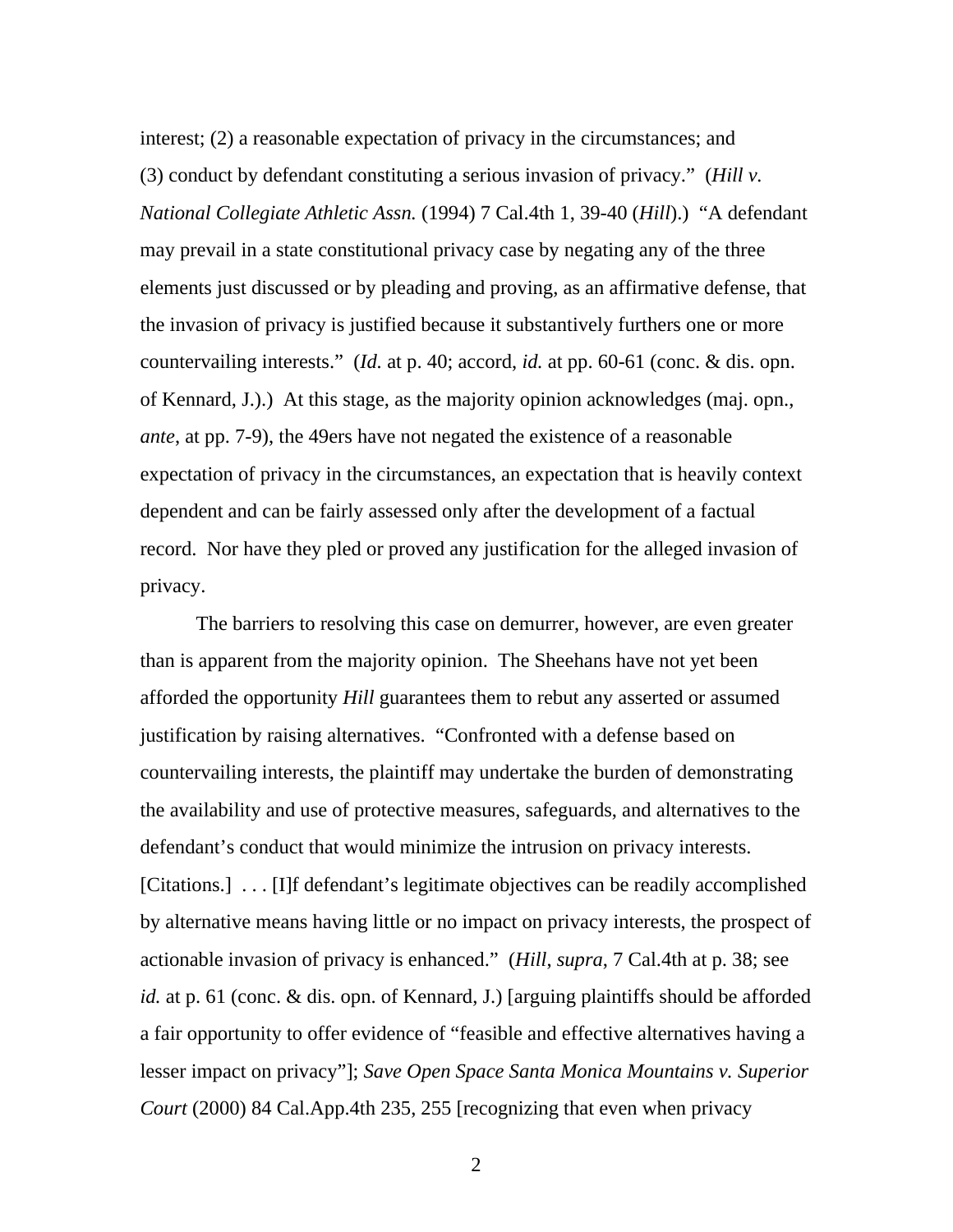interest; (2) a reasonable expectation of privacy in the circumstances; and (3) conduct by defendant constituting a serious invasion of privacy." (*Hill v. National Collegiate Athletic Assn.* (1994) 7 Cal.4th 1, 39-40 (*Hill*).) "A defendant may prevail in a state constitutional privacy case by negating any of the three elements just discussed or by pleading and proving, as an affirmative defense, that the invasion of privacy is justified because it substantively furthers one or more countervailing interests." (*Id.* at p. 40; accord, *id.* at pp. 60-61 (conc. & dis. opn. of Kennard, J.).) At this stage, as the majority opinion acknowledges (maj. opn., *ante*, at pp. 7-9), the 49ers have not negated the existence of a reasonable expectation of privacy in the circumstances, an expectation that is heavily context dependent and can be fairly assessed only after the development of a factual record. Nor have they pled or proved any justification for the alleged invasion of privacy.

The barriers to resolving this case on demurrer, however, are even greater than is apparent from the majority opinion. The Sheehans have not yet been afforded the opportunity *Hill* guarantees them to rebut any asserted or assumed justification by raising alternatives. "Confronted with a defense based on countervailing interests, the plaintiff may undertake the burden of demonstrating the availability and use of protective measures, safeguards, and alternatives to the defendant's conduct that would minimize the intrusion on privacy interests. [Citations.] . . . [I]f defendant's legitimate objectives can be readily accomplished by alternative means having little or no impact on privacy interests, the prospect of actionable invasion of privacy is enhanced." (*Hill*, *supra*, 7 Cal.4th at p. 38; see *id.* at p. 61 (conc. & dis. opn. of Kennard, J.) [arguing plaintiffs should be afforded a fair opportunity to offer evidence of "feasible and effective alternatives having a lesser impact on privacy"]; *Save Open Space Santa Monica Mountains v. Superior Court* (2000) 84 Cal.App.4th 235, 255 [recognizing that even when privacy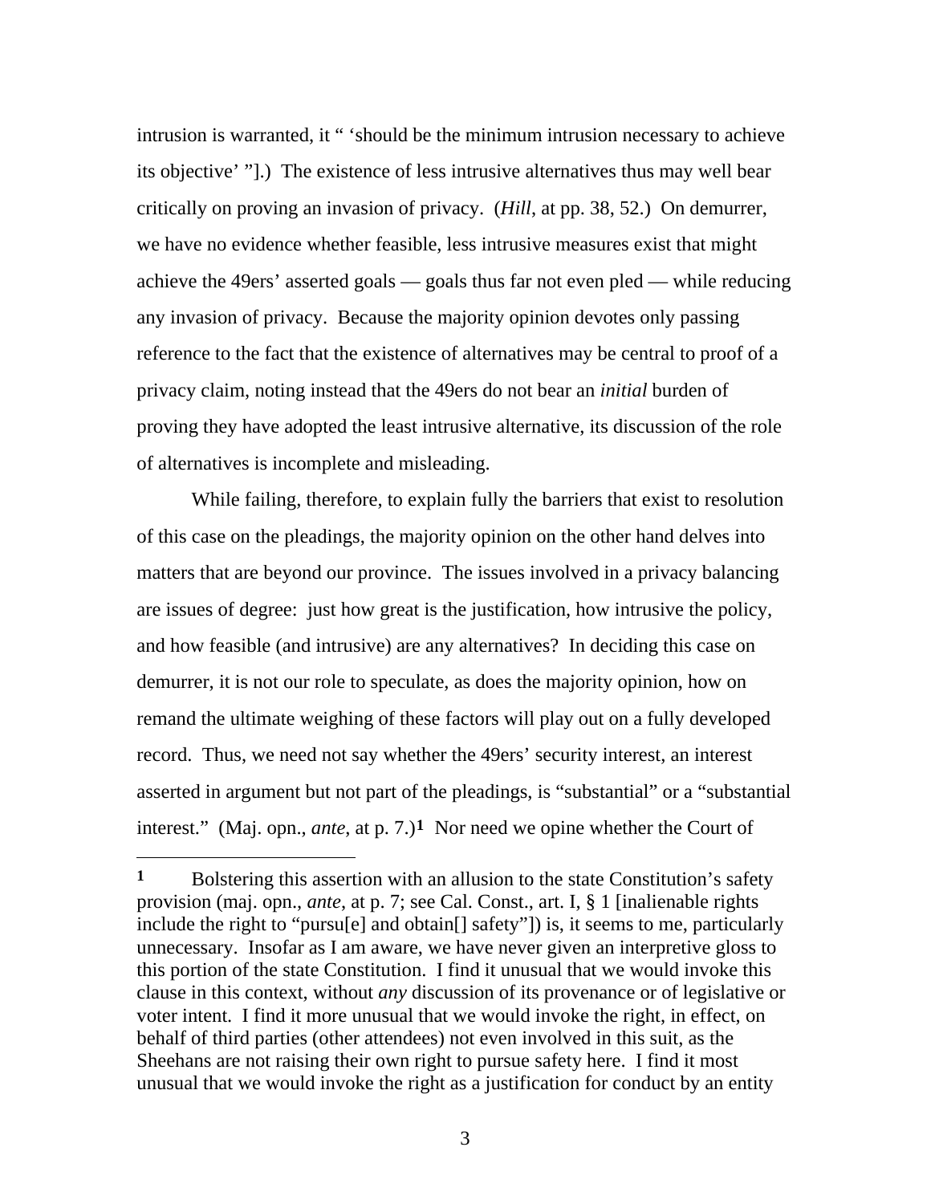intrusion is warranted, it " 'should be the minimum intrusion necessary to achieve its objective' "].) The existence of less intrusive alternatives thus may well bear critically on proving an invasion of privacy. (*Hill*, at pp. 38, 52.) On demurrer, we have no evidence whether feasible, less intrusive measures exist that might achieve the 49ers' asserted goals — goals thus far not even pled — while reducing any invasion of privacy. Because the majority opinion devotes only passing reference to the fact that the existence of alternatives may be central to proof of a privacy claim, noting instead that the 49ers do not bear an *initial* burden of proving they have adopted the least intrusive alternative, its discussion of the role of alternatives is incomplete and misleading.

While failing, therefore, to explain fully the barriers that exist to resolution of this case on the pleadings, the majority opinion on the other hand delves into matters that are beyond our province. The issues involved in a privacy balancing are issues of degree: just how great is the justification, how intrusive the policy, and how feasible (and intrusive) are any alternatives? In deciding this case on demurrer, it is not our role to speculate, as does the majority opinion, how on remand the ultimate weighing of these factors will play out on a fully developed record. Thus, we need not say whether the 49ers' security interest, an interest asserted in argument but not part of the pleadings, is "substantial" or a "substantial interest." (Maj. opn., *ante*, at p. 7.)[1] Nor need we opine whether the Court of

[1] Bolstering this assertion with an allusion to the state Constitution's safety provision (maj. opn., *ante*, at p. 7; see Cal. Const., art. I, § 1 [inalienable rights include the right to "pursu[e] and obtain[] safety"]) is, it seems to me, particularly unnecessary. Insofar as I am aware, we have never given an interpretive gloss to this portion of the state Constitution. I find it unusual that we would invoke this clause in this context, without *any* discussion of its provenance or of legislative or voter intent. I find it more unusual that we would invoke the right, in effect, on behalf of third parties (other attendees) not even involved in this suit, as the Sheehans are not raising their own right to pursue safety here. I find it most unusual that we would invoke the right as a justification for conduct by an entity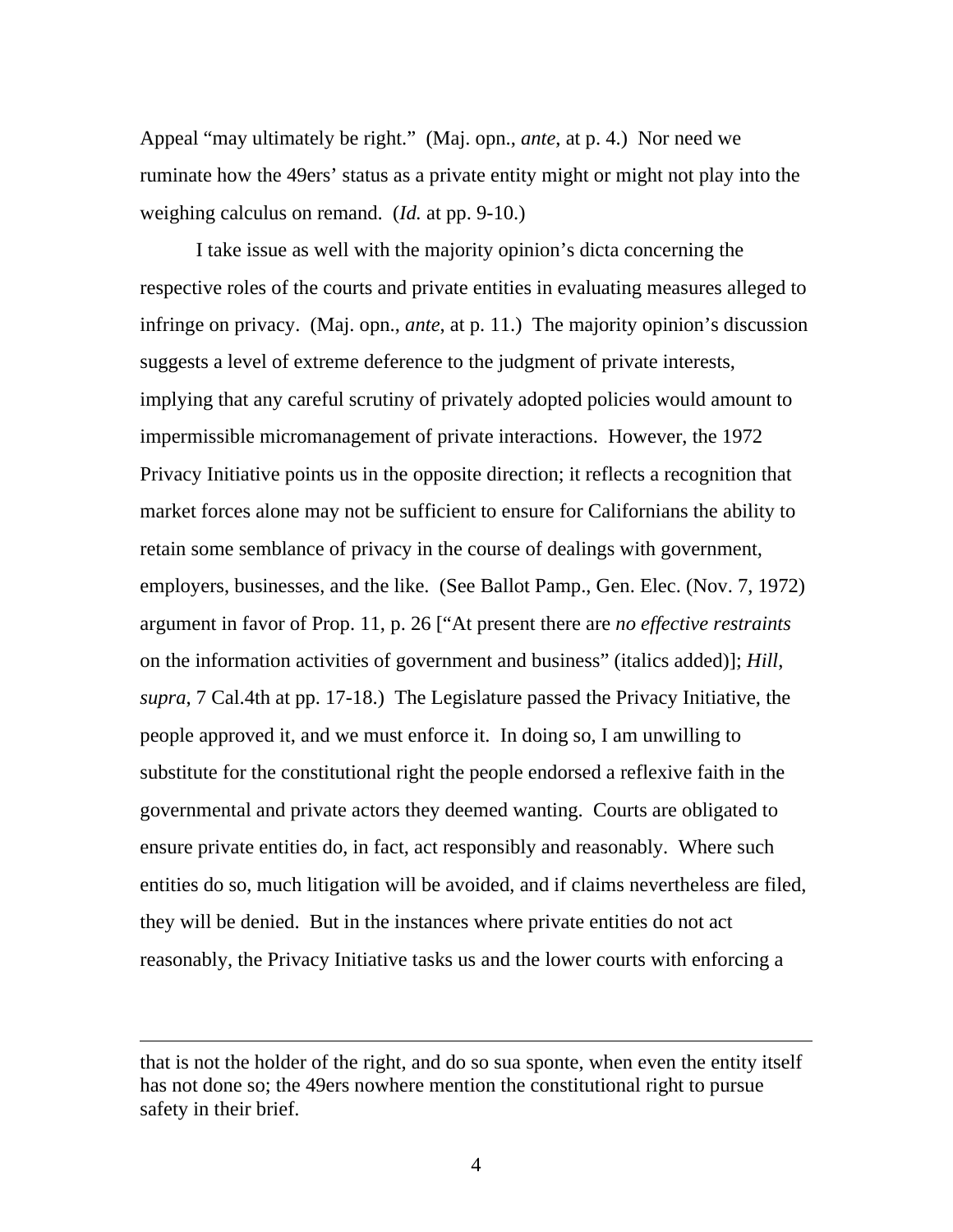Appeal "may ultimately be right." (Maj. opn., *ante*, at p. 4.) Nor need we ruminate how the 49ers' status as a private entity might or might not play into the weighing calculus on remand. (*Id.* at pp. 9-10.)

I take issue as well with the majority opinion's dicta concerning the respective roles of the courts and private entities in evaluating measures alleged to infringe on privacy. (Maj. opn., *ante*, at p. 11.) The majority opinion's discussion suggests a level of extreme deference to the judgment of private interests, implying that any careful scrutiny of privately adopted policies would amount to impermissible micromanagement of private interactions. However, the 1972 Privacy Initiative points us in the opposite direction; it reflects a recognition that market forces alone may not be sufficient to ensure for Californians the ability to retain some semblance of privacy in the course of dealings with government, employers, businesses, and the like. (See Ballot Pamp., Gen. Elec. (Nov. 7, 1972) argument in favor of Prop. 11, p. 26 ["At present there are *no effective restraints* on the information activities of government and business" (italics added)]; *Hill*, *supra*, 7 Cal.4th at pp. 17-18.) The Legislature passed the Privacy Initiative, the people approved it, and we must enforce it. In doing so, I am unwilling to substitute for the constitutional right the people endorsed a reflexive faith in the governmental and private actors they deemed wanting. Courts are obligated to ensure private entities do, in fact, act responsibly and reasonably. Where such entities do so, much litigation will be avoided, and if claims nevertheless are filed, they will be denied. But in the instances where private entities do not act reasonably, the Privacy Initiative tasks us and the lower courts with enforcing a

---

that is not the holder of the right, and do so sua sponte, when even the entity itself has not done so; the 49ers nowhere mention the constitutional right to pursue safety in their brief.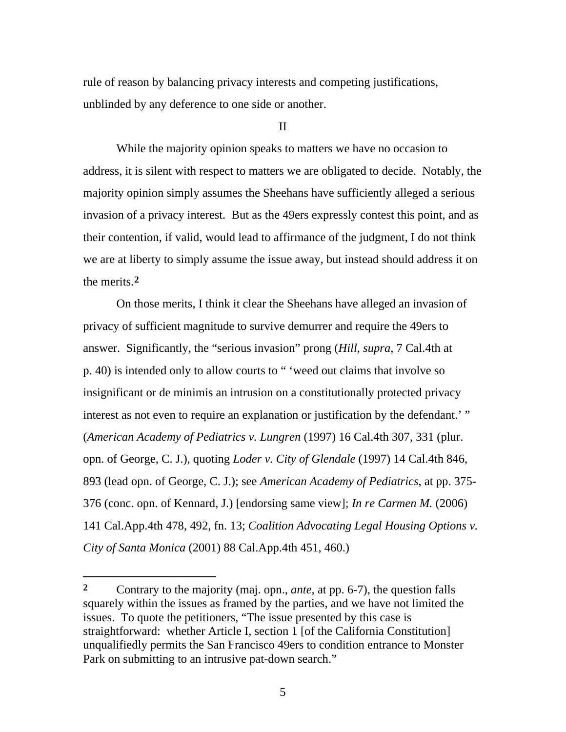rule of reason by balancing privacy interests and competing justifications, unblinded by any deference to one side or another.

II

While the majority opinion speaks to matters we have no occasion to address, it is silent with respect to matters we are obligated to decide. Notably, the majority opinion simply assumes the Sheehans have sufficiently alleged a serious invasion of a privacy interest. But as the 49ers expressly contest this point, and as their contention, if valid, would lead to affirmance of the judgment, I do not think we are at liberty to simply assume the issue away, but instead should address it on the merits.[2]

On those merits, I think it clear the Sheehans have alleged an invasion of privacy of sufficient magnitude to survive demurrer and require the 49ers to answer. Significantly, the "serious invasion" prong (*Hill*, *supra*, 7 Cal.4th at p. 40) is intended only to allow courts to " 'weed out claims that involve so insignificant or de minimis an intrusion on a constitutionally protected privacy interest as not even to require an explanation or justification by the defendant.' " (*American Academy of Pediatrics v. Lungren* (1997) 16 Cal.4th 307, 331 (plur. opn. of George, C. J.), quoting *Loder v. City of Glendale* (1997) 14 Cal.4th 846, 893 (lead opn. of George, C. J.); see *American Academy of Pediatrics*, at pp. 375-376 (conc. opn. of Kennard, J.) [endorsing same view]; *In re Carmen M.* (2006) 141 Cal.App.4th 478, 492, fn. 13; *Coalition Advocating Legal Housing Options v. City of Santa Monica* (2001) 88 Cal.App.4th 451, 460.)

---

[2] Contrary to the majority (maj. opn., *ante*, at pp. 6-7), the question falls squarely within the issues as framed by the parties, and we have not limited the issues. To quote the petitioners, "The issue presented by this case is straightforward: whether Article I, section 1 [of the California Constitution] unqualifiedly permits the San Francisco 49ers to condition entrance to Monster Park on submitting to an intrusive pat-down search."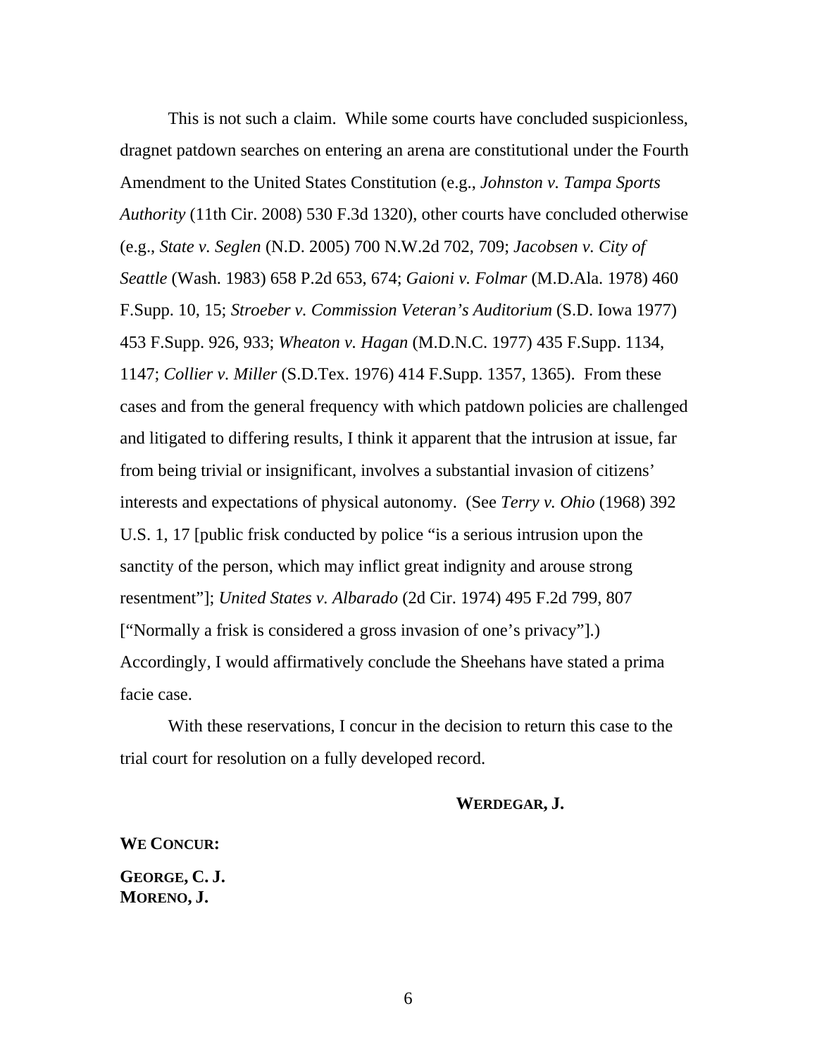This is not such a claim. While some courts have concluded suspicionless, dragnet patdown searches on entering an arena are constitutional under the Fourth Amendment to the United States Constitution (e.g., *Johnston v. Tampa Sports Authority* (11th Cir. 2008) 530 F.3d 1320), other courts have concluded otherwise (e.g., *State v. Seglen* (N.D. 2005) 700 N.W.2d 702, 709; *Jacobsen v. City of Seattle* (Wash. 1983) 658 P.2d 653, 674; *Gaioni v. Folmar* (M.D.Ala. 1978) 460 F.Supp. 10, 15; *Stroeber v. Commission Veteran's Auditorium* (S.D. Iowa 1977) 453 F.Supp. 926, 933; *Wheaton v. Hagan* (M.D.N.C. 1977) 435 F.Supp. 1134, 1147; *Collier v. Miller* (S.D.Tex. 1976) 414 F.Supp. 1357, 1365). From these cases and from the general frequency with which patdown policies are challenged and litigated to differing results, I think it apparent that the intrusion at issue, far from being trivial or insignificant, involves a substantial invasion of citizens' interests and expectations of physical autonomy. (See *Terry v. Ohio* (1968) 392 U.S. 1, 17 [public frisk conducted by police "is a serious intrusion upon the sanctity of the person, which may inflict great indignity and arouse strong resentment"]; *United States v. Albarado* (2d Cir. 1974) 495 F.2d 799, 807 ["Normally a frisk is considered a gross invasion of one's privacy"].) Accordingly, I would affirmatively conclude the Sheehans have stated a prima facie case.

With these reservations, I concur in the decision to return this case to the trial court for resolution on a fully developed record.

**WERDEGAR, J.**

**WE CONCUR:**

**GEORGE, C. J.**
**MORENO, J.**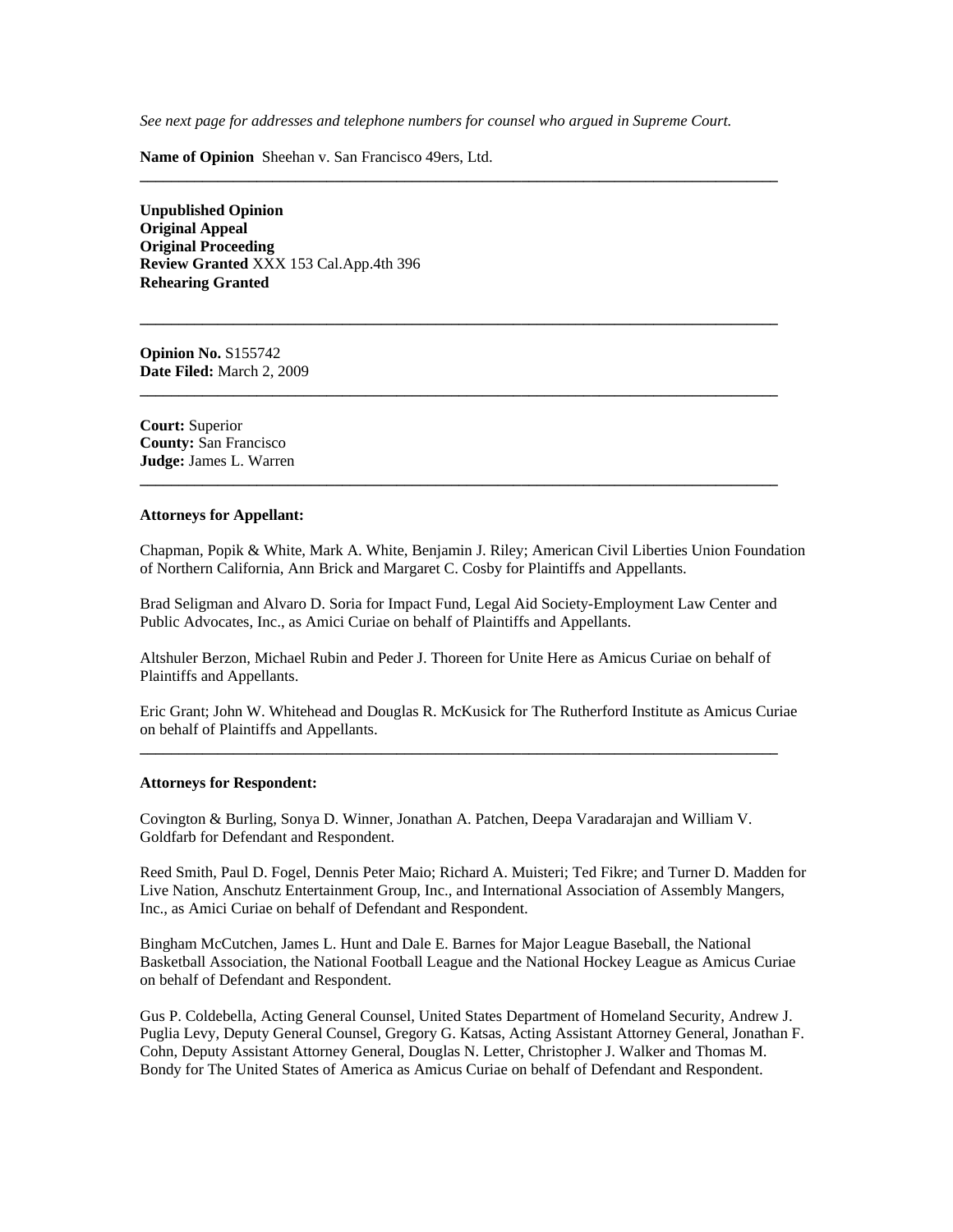*See next page for addresses and telephone numbers for counsel who argued in Supreme Court.*

**Name of Opinion** Sheehan v. San Francisco 49ers, Ltd.

---

**Unpublished Opinion**
**Original Appeal**
**Original Proceeding**
**Review Granted** XXX 153 Cal.App.4th 396
**Rehearing Granted**

---

**Opinion No.** S155742
**Date Filed:** March 2, 2009

---

**Court:** Superior
**County:** San Francisco
**Judge:** James L. Warren

---

**Attorneys for Appellant:**

Chapman, Popik & White, Mark A. White, Benjamin J. Riley; American Civil Liberties Union Foundation of Northern California, Ann Brick and Margaret C. Cosby for Plaintiffs and Appellants.

Brad Seligman and Alvaro D. Soria for Impact Fund, Legal Aid Society-Employment Law Center and Public Advocates, Inc., as Amici Curiae on behalf of Plaintiffs and Appellants.

Altshuler Berzon, Michael Rubin and Peder J. Thoreen for Unite Here as Amicus Curiae on behalf of Plaintiffs and Appellants.

Eric Grant; John W. Whitehead and Douglas R. McKusick for The Rutherford Institute as Amicus Curiae on behalf of Plaintiffs and Appellants.

---

**Attorneys for Respondent:**

Covington & Burling, Sonya D. Winner, Jonathan A. Patchen, Deepa Varadarajan and William V. Goldfarb for Defendant and Respondent.

Reed Smith, Paul D. Fogel, Dennis Peter Maio; Richard A. Muisteri; Ted Fikre; and Turner D. Madden for Live Nation, Anschutz Entertainment Group, Inc., and International Association of Assembly Mangers, Inc., as Amici Curiae on behalf of Defendant and Respondent.

Bingham McCutchen, James L. Hunt and Dale E. Barnes for Major League Baseball, the National Basketball Association, the National Football League and the National Hockey League as Amicus Curiae on behalf of Defendant and Respondent.

Gus P. Coldebella, Acting General Counsel, United States Department of Homeland Security, Andrew J. Puglia Levy, Deputy General Counsel, Gregory G. Katsas, Acting Assistant Attorney General, Jonathan F. Cohn, Deputy Assistant Attorney General, Douglas N. Letter, Christopher J. Walker and Thomas M. Bondy for The United States of America as Amicus Curiae on behalf of Defendant and Respondent.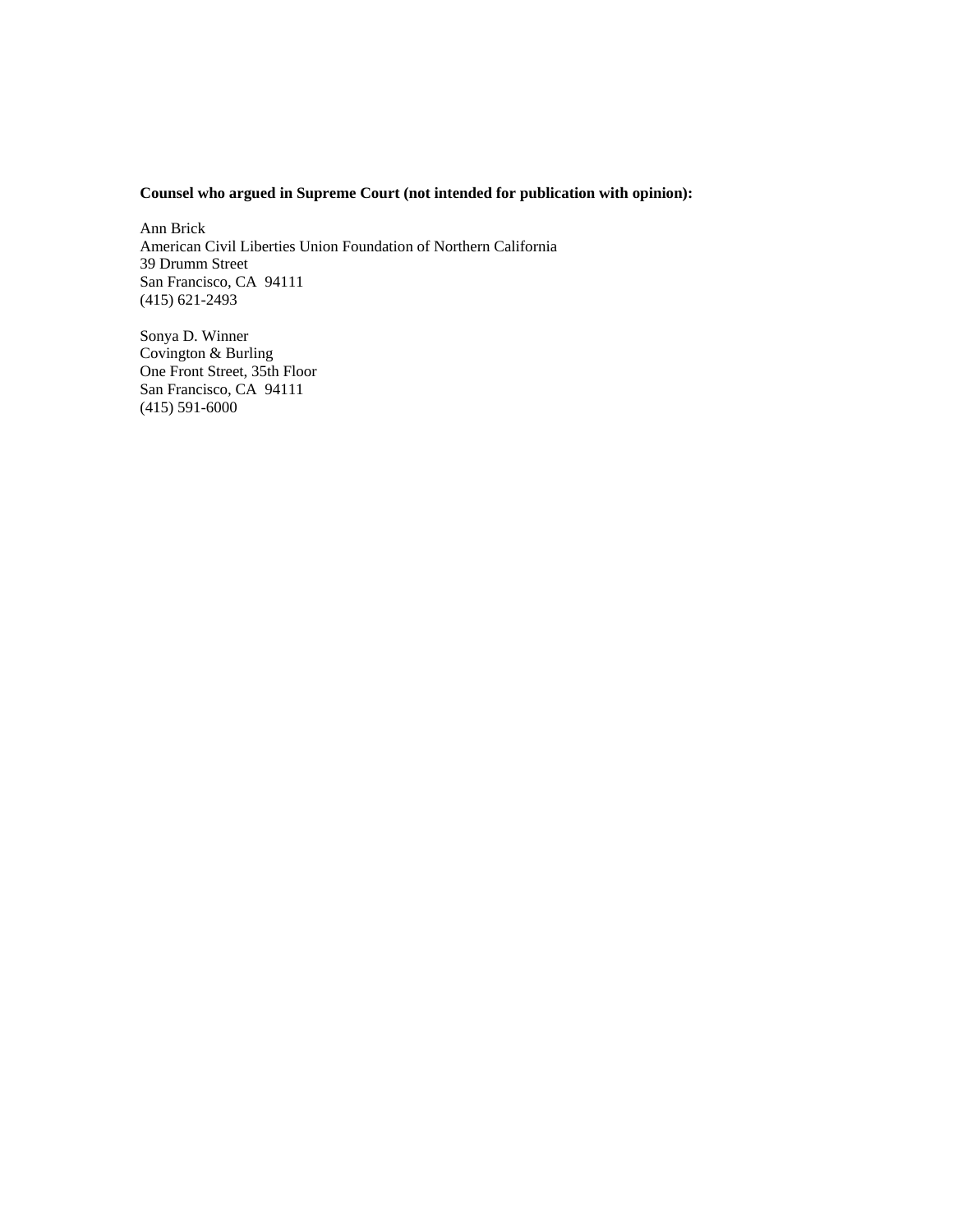**Counsel who argued in Supreme Court (not intended for publication with opinion):**

Ann Brick
American Civil Liberties Union Foundation of Northern California
39 Drumm Street
San Francisco, CA 94111
(415) 621-2493

Sonya D. Winner
Covington & Burling
One Front Street, 35th Floor
San Francisco, CA 94111
(415) 591-6000